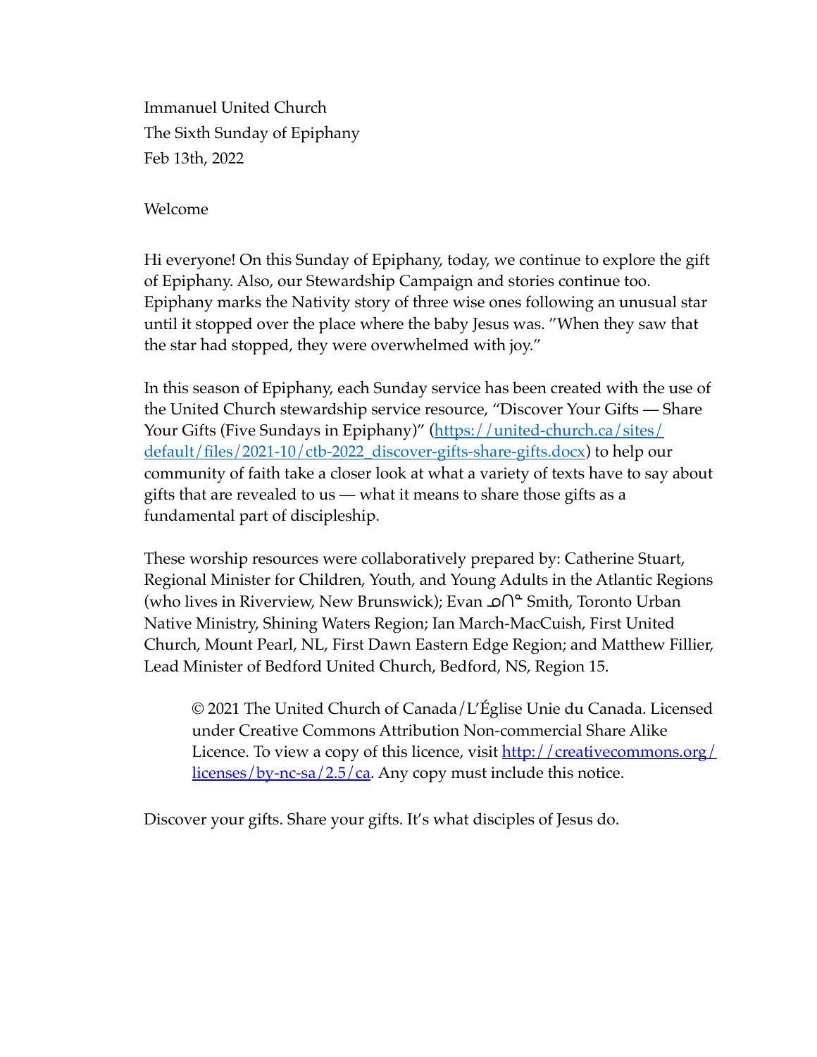Immanuel United Church
The Sixth Sunday of Epiphany
Feb 13th, 2022

Welcome

Hi everyone! On this Sunday of Epiphany, today, we continue to explore the gift of Epiphany. Also, our Stewardship Campaign and stories continue too. Epiphany marks the Nativity story of three wise ones following an unusual star until it stopped over the place where the baby Jesus was. "When they saw that the star had stopped, they were overwhelmed with joy."

In this season of Epiphany, each Sunday service has been created with the use of the United Church stewardship service resource, "Discover Your Gifts — Share Your Gifts (Five Sundays in Epiphany)" ([https://united-church.ca/sites/default/files/2021-10/ctb-2022_discover-gifts-share-gifts.docx](https://united-church.ca/sites/default/files/2021-10/ctb-2022_discover-gifts-share-gifts.docx)) to help our community of faith take a closer look at what a variety of texts have to say about gifts that are revealed to us — what it means to share those gifts as a fundamental part of discipleship.

These worship resources were collaboratively prepared by: Catherine Stuart, Regional Minister for Children, Youth, and Young Adults in the Atlantic Regions (who lives in Riverview, New Brunswick); Evan ᓄᑎᓐ Smith, Toronto Urban Native Ministry, Shining Waters Region; Ian March-MacCuish, First United Church, Mount Pearl, NL, First Dawn Eastern Edge Region; and Matthew Fillier, Lead Minister of Bedford United Church, Bedford, NS, Region 15.

> © 2021 The United Church of Canada/L'Église Unie du Canada. Licensed under Creative Commons Attribution Non-commercial Share Alike Licence. To view a copy of this licence, visit [http://creativecommons.org/licenses/by-nc-sa/2.5/ca](http://creativecommons.org/licenses/by-nc-sa/2.5/ca). Any copy must include this notice.

Discover your gifts. Share your gifts. It's what disciples of Jesus do.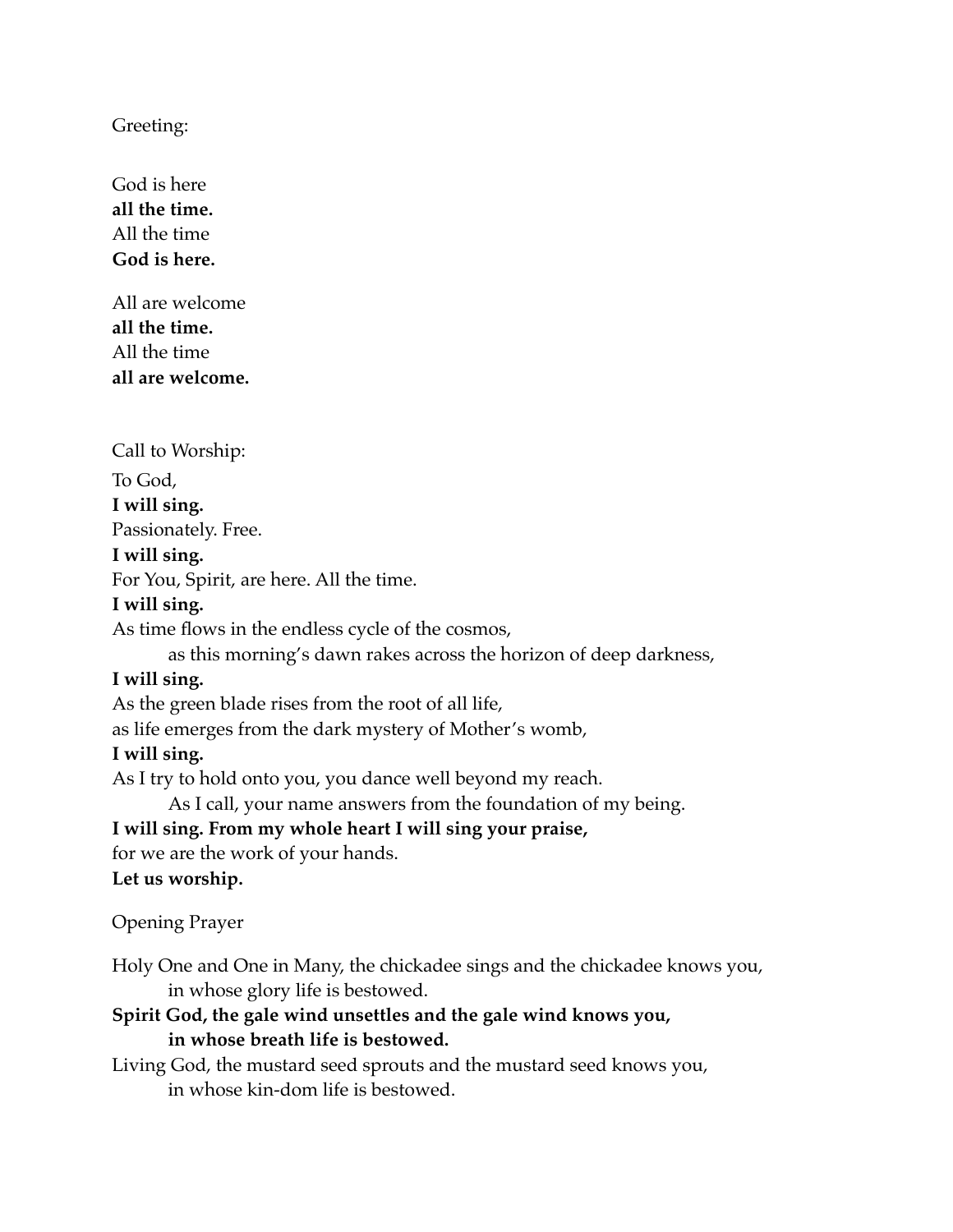Greeting:

God is here
**all the time.**
All the time
**God is here.**

All are welcome
**all the time.**
All the time
**all are welcome.**

Call to Worship:

To God,
**I will sing.**
Passionately. Free.
**I will sing.**
For You, Spirit, are here. All the time.
**I will sing.**
As time flows in the endless cycle of the cosmos,
    as this morning's dawn rakes across the horizon of deep darkness,
**I will sing.**
As the green blade rises from the root of all life,
as life emerges from the dark mystery of Mother's womb,
**I will sing.**
As I try to hold onto you, you dance well beyond my reach.
    As I call, your name answers from the foundation of my being.
**I will sing. From my whole heart I will sing your praise,**
for we are the work of your hands.
**Let us worship.**

Opening Prayer

Holy One and One in Many, the chickadee sings and the chickadee knows you,
    in whose glory life is bestowed.
**Spirit God, the gale wind unsettles and the gale wind knows you,**
    **in whose breath life is bestowed.**
Living God, the mustard seed sprouts and the mustard seed knows you,
    in whose kin-dom life is bestowed.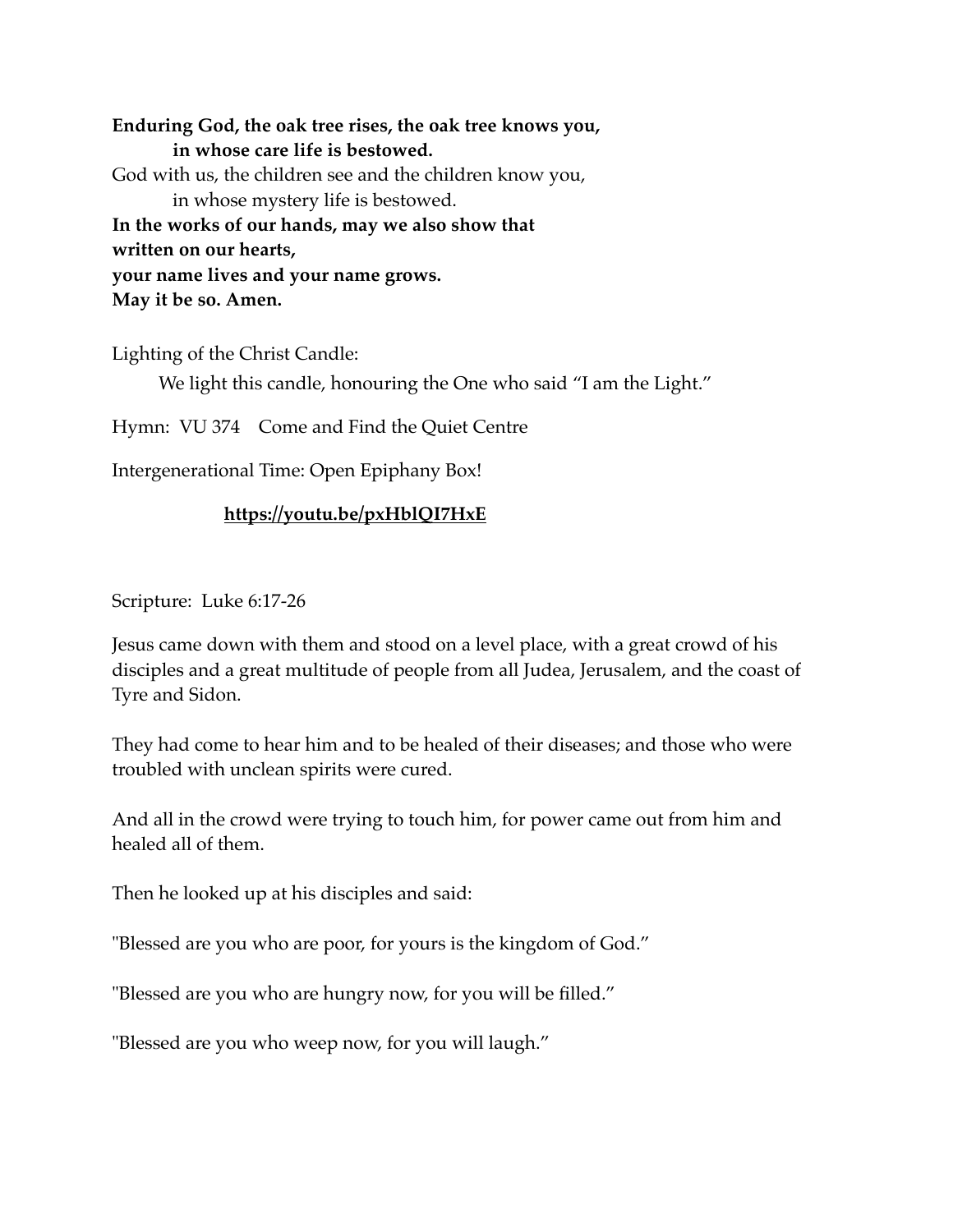**Enduring God, the oak tree rises, the oak tree knows you,**
**in whose care life is bestowed.**
God with us, the children see and the children know you,
in whose mystery life is bestowed.
**In the works of our hands, may we also show that**
**written on our hearts,**
**your name lives and your name grows.**
**May it be so. Amen.**

Lighting of the Christ Candle:

We light this candle, honouring the One who said "I am the Light."

Hymn: VU 374 Come and Find the Quiet Centre

Intergenerational Time: Open Epiphany Box!

**https://youtu.be/pxHblQI7HxE**

Scripture: Luke 6:17-26

Jesus came down with them and stood on a level place, with a great crowd of his disciples and a great multitude of people from all Judea, Jerusalem, and the coast of Tyre and Sidon.

They had come to hear him and to be healed of their diseases; and those who were troubled with unclean spirits were cured.

And all in the crowd were trying to touch him, for power came out from him and healed all of them.

Then he looked up at his disciples and said:

"Blessed are you who are poor, for yours is the kingdom of God."

"Blessed are you who are hungry now, for you will be filled."

"Blessed are you who weep now, for you will laugh."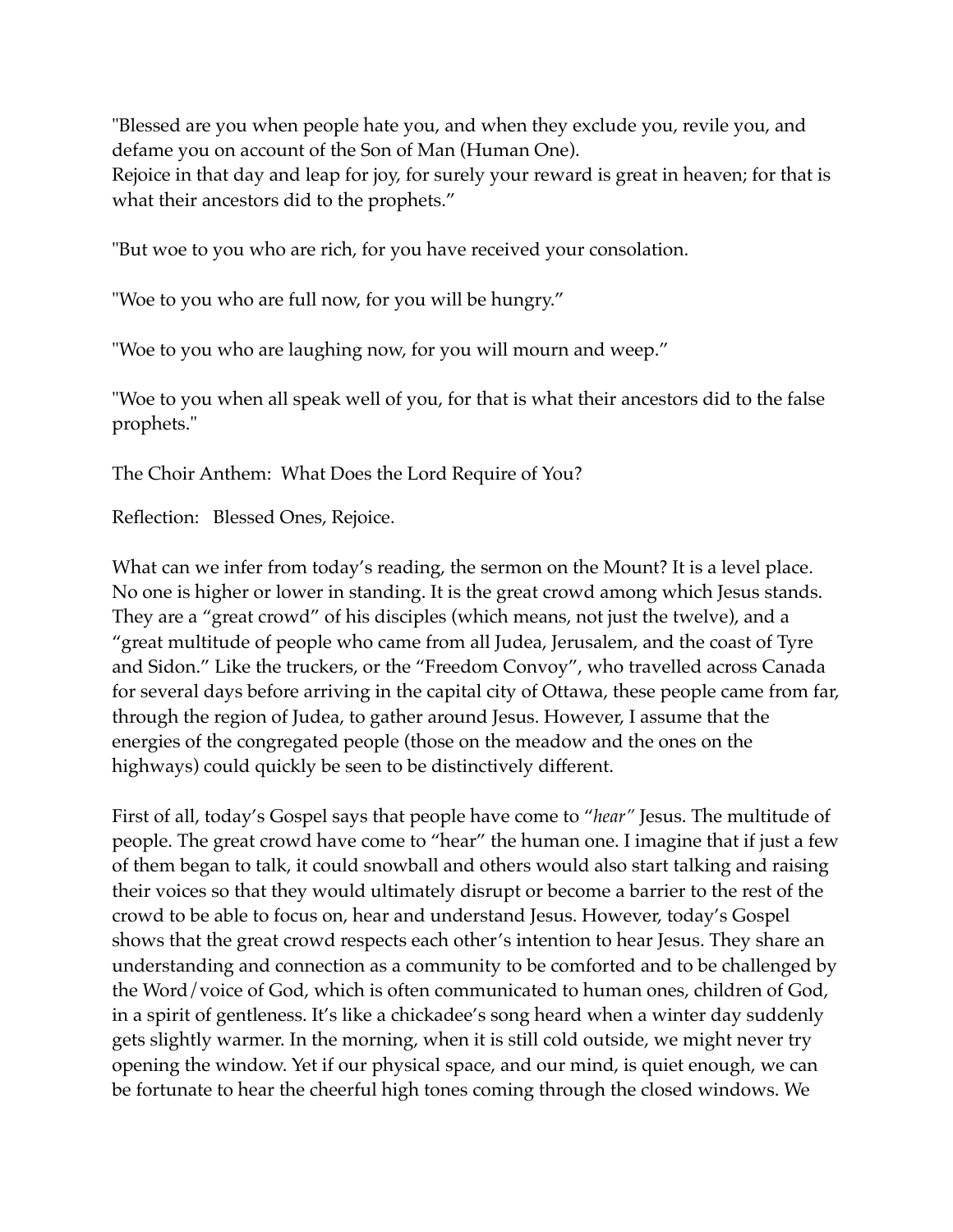"Blessed are you when people hate you, and when they exclude you, revile you, and defame you on account of the Son of Man (Human One).
Rejoice in that day and leap for joy, for surely your reward is great in heaven; for that is what their ancestors did to the prophets."

"But woe to you who are rich, for you have received your consolation.

"Woe to you who are full now, for you will be hungry."

"Woe to you who are laughing now, for you will mourn and weep."

"Woe to you when all speak well of you, for that is what their ancestors did to the false prophets."

The Choir Anthem: What Does the Lord Require of You?

Reflection: Blessed Ones, Rejoice.

What can we infer from today's reading, the sermon on the Mount? It is a level place. No one is higher or lower in standing. It is the great crowd among which Jesus stands. They are a "great crowd" of his disciples (which means, not just the twelve), and a "great multitude of people who came from all Judea, Jerusalem, and the coast of Tyre and Sidon." Like the truckers, or the "Freedom Convoy", who travelled across Canada for several days before arriving in the capital city of Ottawa, these people came from far, through the region of Judea, to gather around Jesus. However, I assume that the energies of the congregated people (those on the meadow and the ones on the highways) could quickly be seen to be distinctively different.

First of all, today's Gospel says that people have come to "*hear*" Jesus. The multitude of people. The great crowd have come to "hear" the human one. I imagine that if just a few of them began to talk, it could snowball and others would also start talking and raising their voices so that they would ultimately disrupt or become a barrier to the rest of the crowd to be able to focus on, hear and understand Jesus. However, today's Gospel shows that the great crowd respects each other's intention to hear Jesus. They share an understanding and connection as a community to be comforted and to be challenged by the Word/voice of God, which is often communicated to human ones, children of God, in a spirit of gentleness. It's like a chickadee's song heard when a winter day suddenly gets slightly warmer. In the morning, when it is still cold outside, we might never try opening the window. Yet if our physical space, and our mind, is quiet enough, we can be fortunate to hear the cheerful high tones coming through the closed windows. We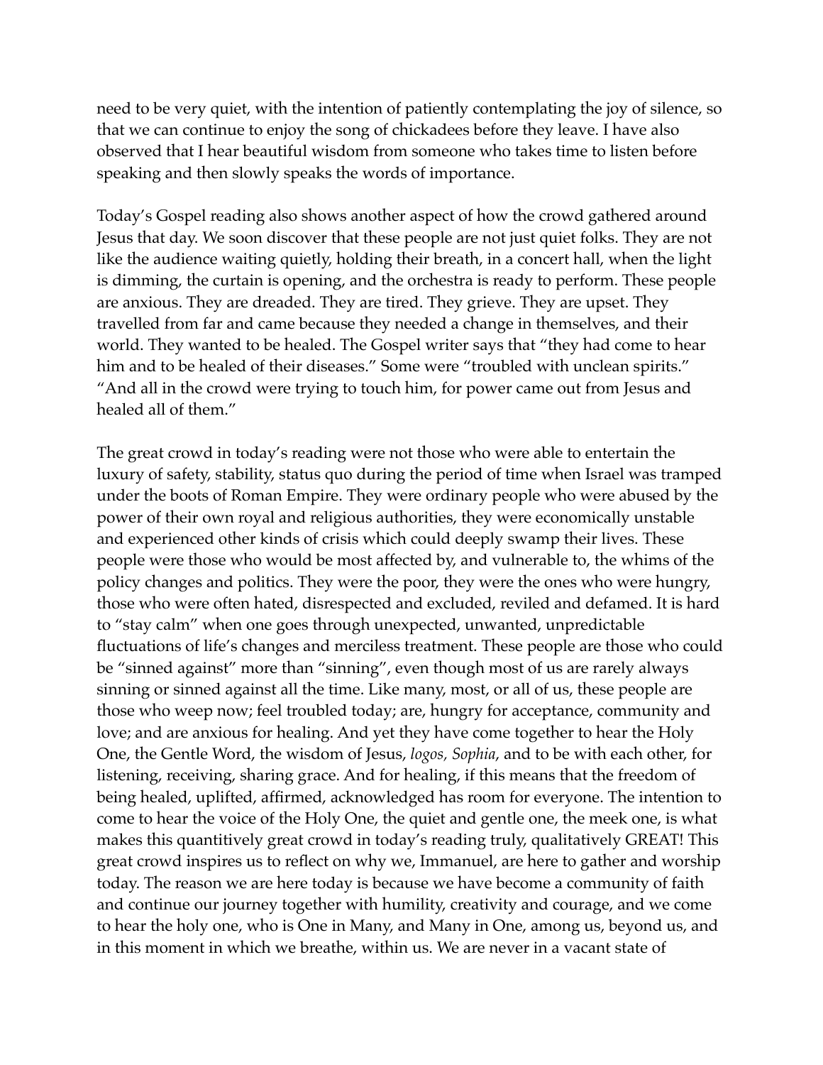need to be very quiet, with the intention of patiently contemplating the joy of silence, so that we can continue to enjoy the song of chickadees before they leave. I have also observed that I hear beautiful wisdom from someone who takes time to listen before speaking and then slowly speaks the words of importance.

Today's Gospel reading also shows another aspect of how the crowd gathered around Jesus that day. We soon discover that these people are not just quiet folks. They are not like the audience waiting quietly, holding their breath, in a concert hall, when the light is dimming, the curtain is opening, and the orchestra is ready to perform. These people are anxious. They are dreaded. They are tired. They grieve. They are upset. They travelled from far and came because they needed a change in themselves, and their world. They wanted to be healed. The Gospel writer says that "they had come to hear him and to be healed of their diseases." Some were "troubled with unclean spirits." "And all in the crowd were trying to touch him, for power came out from Jesus and healed all of them."

The great crowd in today's reading were not those who were able to entertain the luxury of safety, stability, status quo during the period of time when Israel was tramped under the boots of Roman Empire. They were ordinary people who were abused by the power of their own royal and religious authorities, they were economically unstable and experienced other kinds of crisis which could deeply swamp their lives. These people were those who would be most affected by, and vulnerable to, the whims of the policy changes and politics. They were the poor, they were the ones who were hungry, those who were often hated, disrespected and excluded, reviled and defamed. It is hard to "stay calm" when one goes through unexpected, unwanted, unpredictable fluctuations of life's changes and merciless treatment. These people are those who could be "sinned against" more than "sinning", even though most of us are rarely always sinning or sinned against all the time. Like many, most, or all of us, these people are those who weep now; feel troubled today; are, hungry for acceptance, community and love; and are anxious for healing. And yet they have come together to hear the Holy One, the Gentle Word, the wisdom of Jesus, *logos, Sophia*, and to be with each other, for listening, receiving, sharing grace. And for healing, if this means that the freedom of being healed, uplifted, affirmed, acknowledged has room for everyone. The intention to come to hear the voice of the Holy One, the quiet and gentle one, the meek one, is what makes this quantitively great crowd in today's reading truly, qualitatively GREAT! This great crowd inspires us to reflect on why we, Immanuel, are here to gather and worship today. The reason we are here today is because we have become a community of faith and continue our journey together with humility, creativity and courage, and we come to hear the holy one, who is One in Many, and Many in One, among us, beyond us, and in this moment in which we breathe, within us. We are never in a vacant state of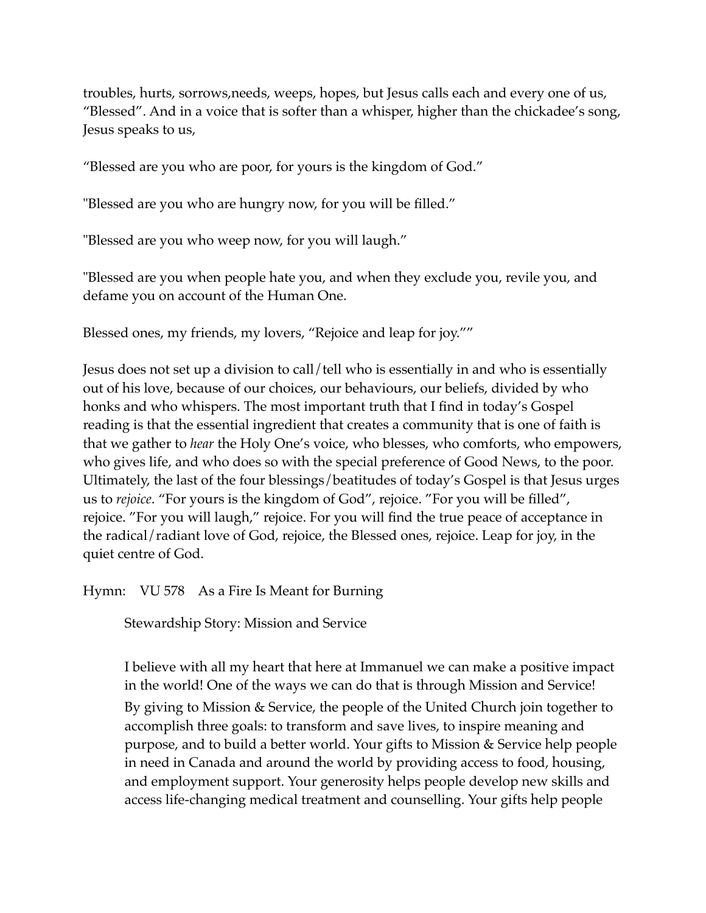troubles, hurts, sorrows,needs, weeps, hopes, but Jesus calls each and every one of us, "Blessed". And in a voice that is softer than a whisper, higher than the chickadee's song, Jesus speaks to us,

"Blessed are you who are poor, for yours is the kingdom of God."

"Blessed are you who are hungry now, for you will be filled."

"Blessed are you who weep now, for you will laugh."

"Blessed are you when people hate you, and when they exclude you, revile you, and defame you on account of the Human One.

Blessed ones, my friends, my lovers, "Rejoice and leap for joy.""

Jesus does not set up a division to call/tell who is essentially in and who is essentially out of his love, because of our choices, our behaviours, our beliefs, divided by who honks and who whispers. The most important truth that I find in today's Gospel reading is that the essential ingredient that creates a community that is one of faith is that we gather to *hear* the Holy One's voice, who blesses, who comforts, who empowers, who gives life, and who does so with the special preference of Good News, to the poor. Ultimately, the last of the four blessings/beatitudes of today's Gospel is that Jesus urges us to *rejoice*. "For yours is the kingdom of God", rejoice. "For you will be filled", rejoice. "For you will laugh," rejoice. For you will find the true peace of acceptance in the radical/radiant love of God, rejoice, the Blessed ones, rejoice. Leap for joy, in the quiet centre of God.

Hymn: VU 578 As a Fire Is Meant for Burning

> Stewardship Story: Mission and Service
>
> I believe with all my heart that here at Immanuel we can make a positive impact in the world! One of the ways we can do that is through Mission and Service! By giving to Mission & Service, the people of the United Church join together to accomplish three goals: to transform and save lives, to inspire meaning and purpose, and to build a better world. Your gifts to Mission & Service help people in need in Canada and around the world by providing access to food, housing, and employment support. Your generosity helps people develop new skills and access life-changing medical treatment and counselling. Your gifts help people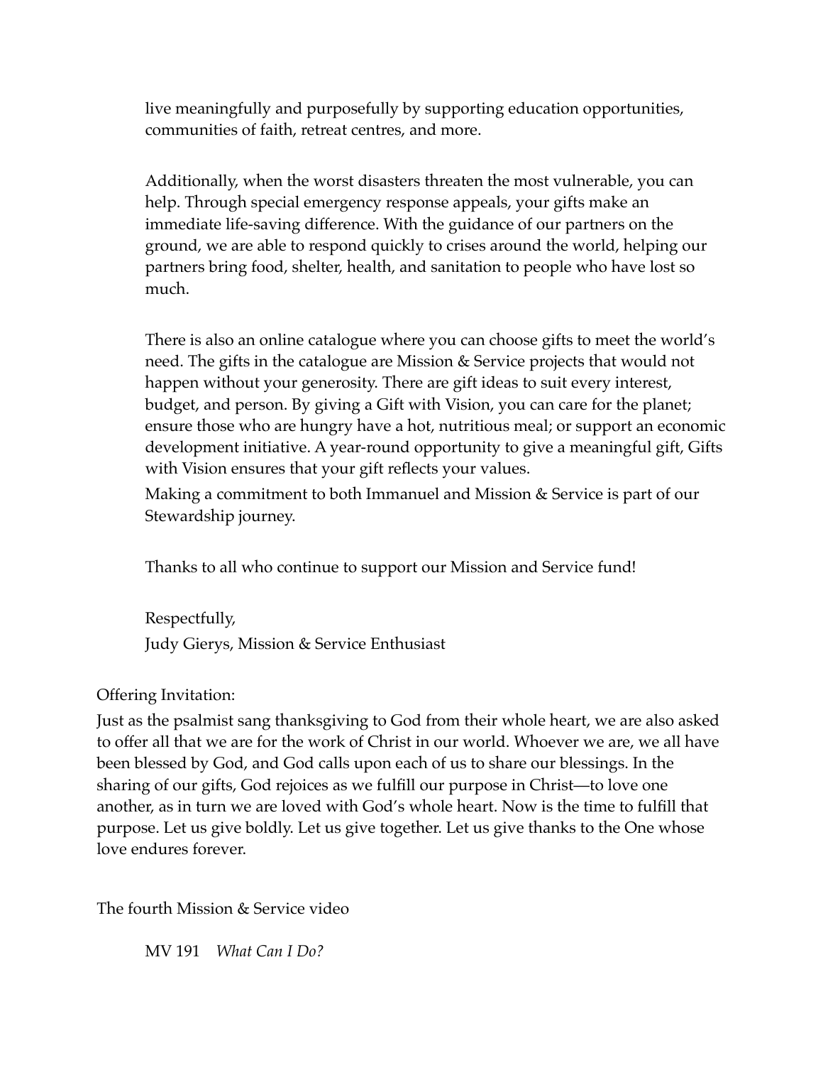live meaningfully and purposefully by supporting education opportunities, communities of faith, retreat centres, and more.

Additionally, when the worst disasters threaten the most vulnerable, you can help. Through special emergency response appeals, your gifts make an immediate life-saving difference. With the guidance of our partners on the ground, we are able to respond quickly to crises around the world, helping our partners bring food, shelter, health, and sanitation to people who have lost so much.

There is also an online catalogue where you can choose gifts to meet the world's need. The gifts in the catalogue are Mission & Service projects that would not happen without your generosity. There are gift ideas to suit every interest, budget, and person. By giving a Gift with Vision, you can care for the planet; ensure those who are hungry have a hot, nutritious meal; or support an economic development initiative. A year-round opportunity to give a meaningful gift, Gifts with Vision ensures that your gift reflects your values.

Making a commitment to both Immanuel and Mission & Service is part of our Stewardship journey.

Thanks to all who continue to support our Mission and Service fund!

Respectfully,
Judy Gierys, Mission & Service Enthusiast

Offering Invitation:

Just as the psalmist sang thanksgiving to God from their whole heart, we are also asked to offer all that we are for the work of Christ in our world. Whoever we are, we all have been blessed by God, and God calls upon each of us to share our blessings. In the sharing of our gifts, God rejoices as we fulfill our purpose in Christ—to love one another, as in turn we are loved with God's whole heart. Now is the time to fulfill that purpose. Let us give boldly. Let us give together. Let us give thanks to the One whose love endures forever.

The fourth Mission & Service video

MV 191 *What Can I Do?*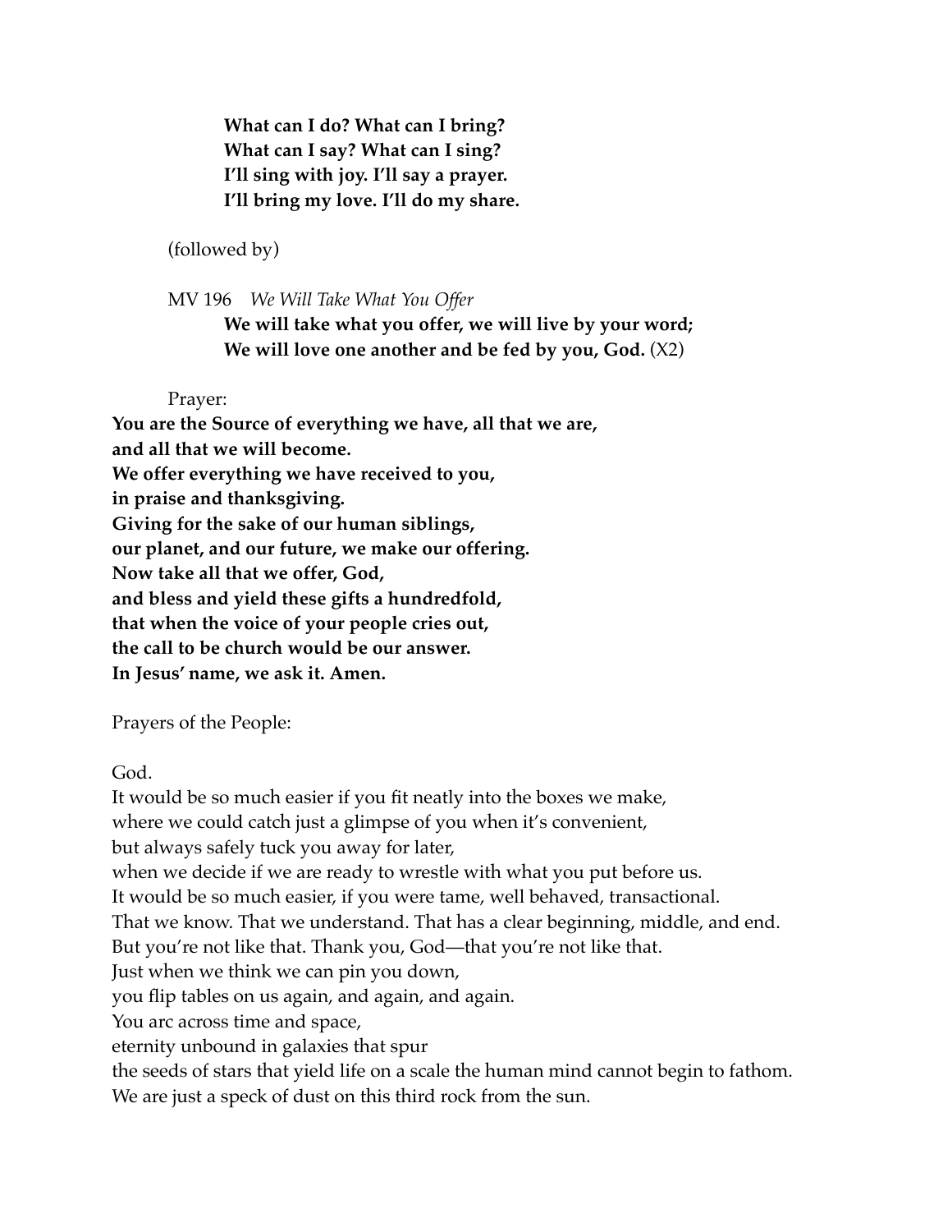**What can I do? What can I bring?**
**What can I say? What can I sing?**
**I'll sing with joy. I'll say a prayer.**
**I'll bring my love. I'll do my share.**

(followed by)

MV 196 *We Will Take What You Offer*

**We will take what you offer, we will live by your word;**
**We will love one another and be fed by you, God.** (X2)

Prayer:

**You are the Source of everything we have, all that we are,**
**and all that we will become.**
**We offer everything we have received to you,**
**in praise and thanksgiving.**
**Giving for the sake of our human siblings,**
**our planet, and our future, we make our offering.**
**Now take all that we offer, God,**
**and bless and yield these gifts a hundredfold,**
**that when the voice of your people cries out,**
**the call to be church would be our answer.**
**In Jesus' name, we ask it. Amen.**

Prayers of the People:

God.
It would be so much easier if you fit neatly into the boxes we make,
where we could catch just a glimpse of you when it's convenient,
but always safely tuck you away for later,
when we decide if we are ready to wrestle with what you put before us.
It would be so much easier, if you were tame, well behaved, transactional.
That we know. That we understand. That has a clear beginning, middle, and end.
But you're not like that. Thank you, God—that you're not like that.
Just when we think we can pin you down,
you flip tables on us again, and again, and again.
You arc across time and space,
eternity unbound in galaxies that spur
the seeds of stars that yield life on a scale the human mind cannot begin to fathom.
We are just a speck of dust on this third rock from the sun.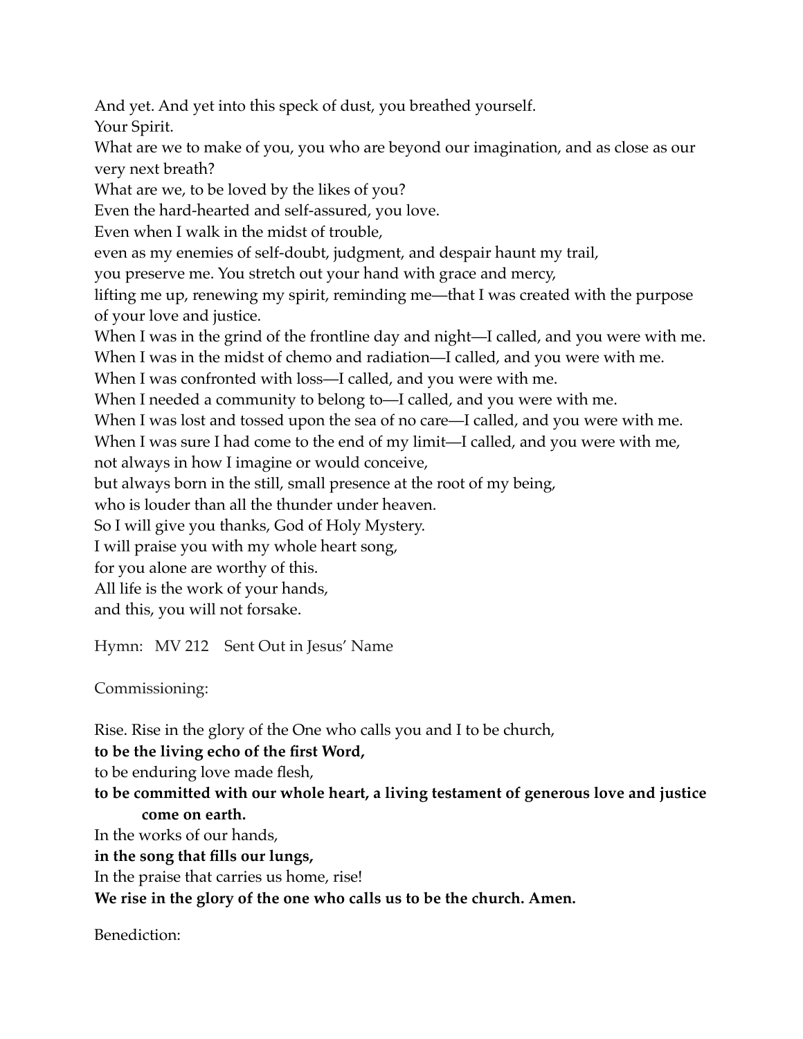And yet. And yet into this speck of dust, you breathed yourself.
Your Spirit.
What are we to make of you, you who are beyond our imagination, and as close as our very next breath?
What are we, to be loved by the likes of you?
Even the hard-hearted and self-assured, you love.
Even when I walk in the midst of trouble,
even as my enemies of self-doubt, judgment, and despair haunt my trail,
you preserve me. You stretch out your hand with grace and mercy,
lifting me up, renewing my spirit, reminding me—that I was created with the purpose of your love and justice.
When I was in the grind of the frontline day and night—I called, and you were with me.
When I was in the midst of chemo and radiation—I called, and you were with me.
When I was confronted with loss—I called, and you were with me.
When I needed a community to belong to—I called, and you were with me.
When I was lost and tossed upon the sea of no care—I called, and you were with me.
When I was sure I had come to the end of my limit—I called, and you were with me,
not always in how I imagine or would conceive,
but always born in the still, small presence at the root of my being,
who is louder than all the thunder under heaven.
So I will give you thanks, God of Holy Mystery.
I will praise you with my whole heart song,
for you alone are worthy of this.
All life is the work of your hands,
and this, you will not forsake.

Hymn: MV 212 Sent Out in Jesus' Name

Commissioning:

Rise. Rise in the glory of the One who calls you and I to be church,
**to be the living echo of the first Word,**
to be enduring love made flesh,
**to be committed with our whole heart, a living testament of generous love and justice come on earth.**
In the works of our hands,
**in the song that fills our lungs,**
In the praise that carries us home, rise!
**We rise in the glory of the one who calls us to be the church. Amen.**

Benediction: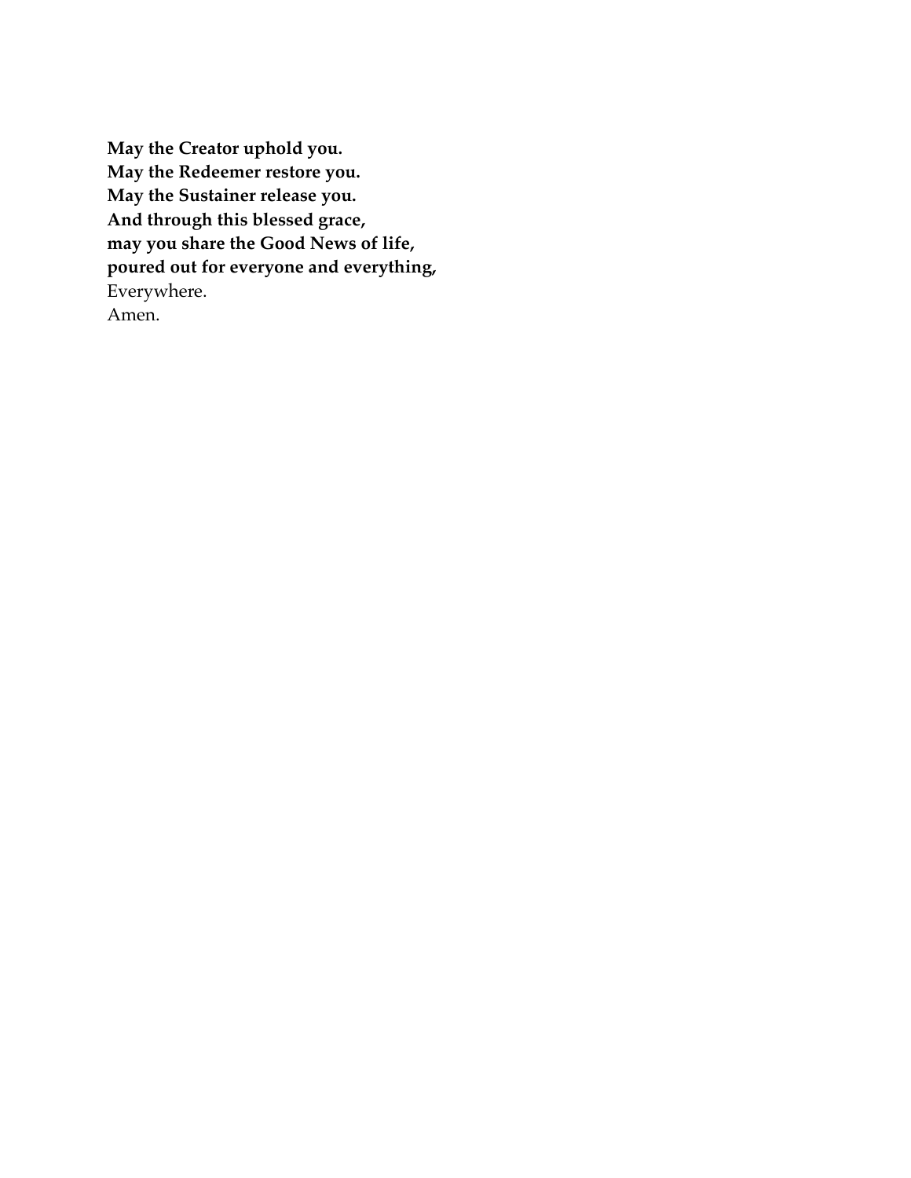**May the Creator uphold you.**  
**May the Redeemer restore you.**  
**May the Sustainer release you.**  
**And through this blessed grace,**  
**may you share the Good News of life,**  
**poured out for everyone and everything,**  
Everywhere.  
Amen.